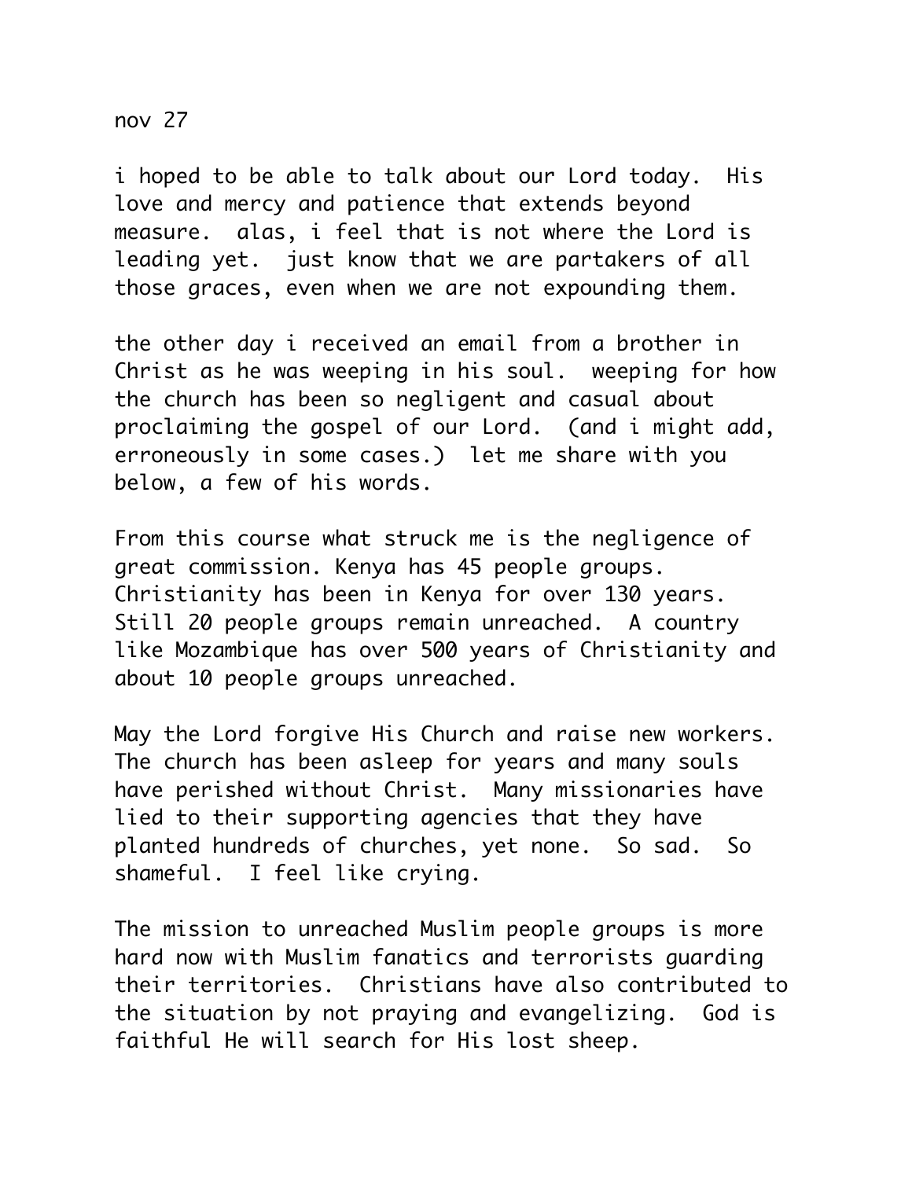nov 27

i hoped to be able to talk about our Lord today. His love and mercy and patience that extends beyond measure. alas, i feel that is not where the Lord is leading yet. just know that we are partakers of all those graces, even when we are not expounding them.

the other day i received an email from a brother in Christ as he was weeping in his soul. weeping for how the church has been so negligent and casual about proclaiming the gospel of our Lord. (and i might add, erroneously in some cases.) let me share with you below, a few of his words.

From this course what struck me is the negligence of great commission. Kenya has 45 people groups. Christianity has been in Kenya for over 130 years. Still 20 people groups remain unreached. A country like Mozambique has over 500 years of Christianity and about 10 people groups unreached.

May the Lord forgive His Church and raise new workers. The church has been asleep for years and many souls have perished without Christ. Many missionaries have lied to their supporting agencies that they have planted hundreds of churches, yet none. So sad. So shameful. I feel like crying.

The mission to unreached Muslim people groups is more hard now with Muslim fanatics and terrorists guarding their territories. Christians have also contributed to the situation by not praying and evangelizing. God is faithful He will search for His lost sheep.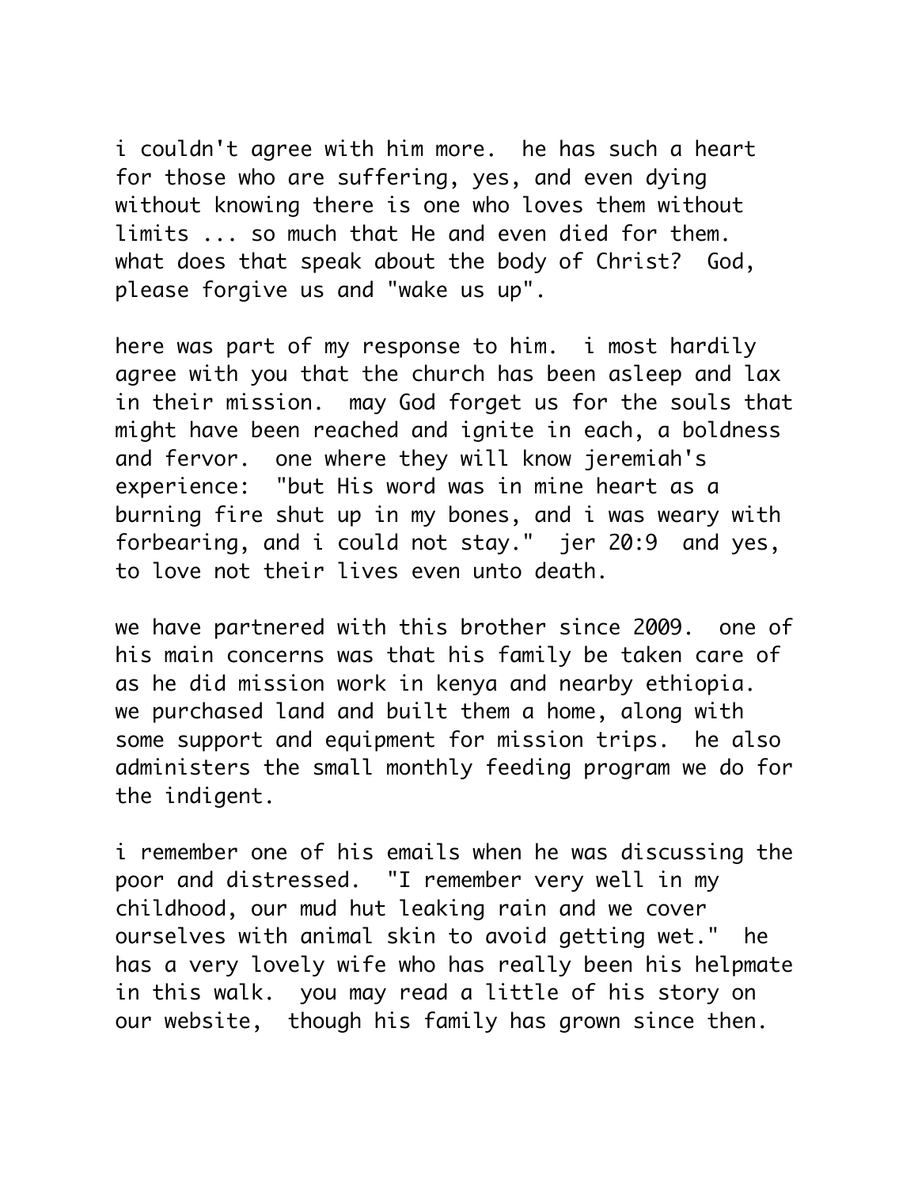i couldn't agree with him more. he has such a heart for those who are suffering, yes, and even dying without knowing there is one who loves them without limits ... so much that He and even died for them. what does that speak about the body of Christ? God, please forgive us and "wake us up".

here was part of my response to him. i most hardily agree with you that the church has been asleep and lax in their mission. may God forget us for the souls that might have been reached and ignite in each, a boldness and fervor. one where they will know jeremiah's experience: "but His word was in mine heart as a burning fire shut up in my bones, and i was weary with forbearing, and i could not stay." jer 20:9 and yes, to love not their lives even unto death.

we have partnered with this brother since 2009. one of his main concerns was that his family be taken care of as he did mission work in kenya and nearby ethiopia. we purchased land and built them a home, along with some support and equipment for mission trips. he also administers the small monthly feeding program we do for the indigent.

i remember one of his emails when he was discussing the poor and distressed. "I remember very well in my childhood, our mud hut leaking rain and we cover ourselves with animal skin to avoid getting wet." he has a very lovely wife who has really been his helpmate in this walk. you may read a little of his story on our website, though his family has grown since then.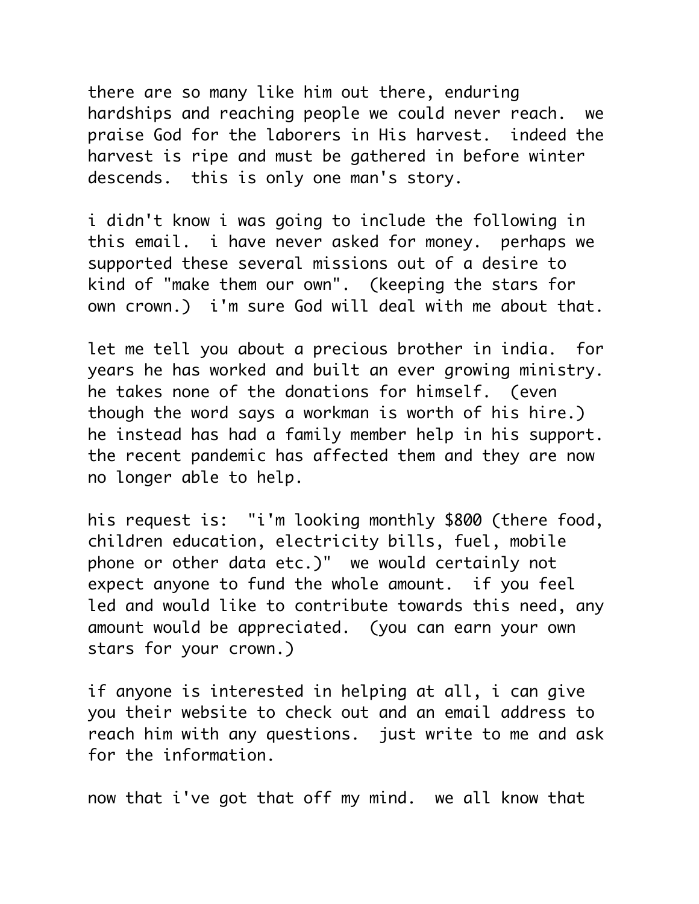there are so many like him out there, enduring hardships and reaching people we could never reach. we praise God for the laborers in His harvest. indeed the harvest is ripe and must be gathered in before winter descends. this is only one man's story.

i didn't know i was going to include the following in this email. i have never asked for money. perhaps we supported these several missions out of a desire to kind of "make them our own". (keeping the stars for own crown.) i'm sure God will deal with me about that.

let me tell you about a precious brother in india. for years he has worked and built an ever growing ministry. he takes none of the donations for himself. (even though the word says a workman is worth of his hire.) he instead has had a family member help in his support. the recent pandemic has affected them and they are now no longer able to help.

his request is: "i'm looking monthly $800 (there food, children education, electricity bills, fuel, mobile phone or other data etc.)" we would certainly not expect anyone to fund the whole amount. if you feel led and would like to contribute towards this need, any amount would be appreciated. (you can earn your own stars for your crown.)

if anyone is interested in helping at all, i can give you their website to check out and an email address to reach him with any questions. just write to me and ask for the information.

now that i've got that off my mind. we all know that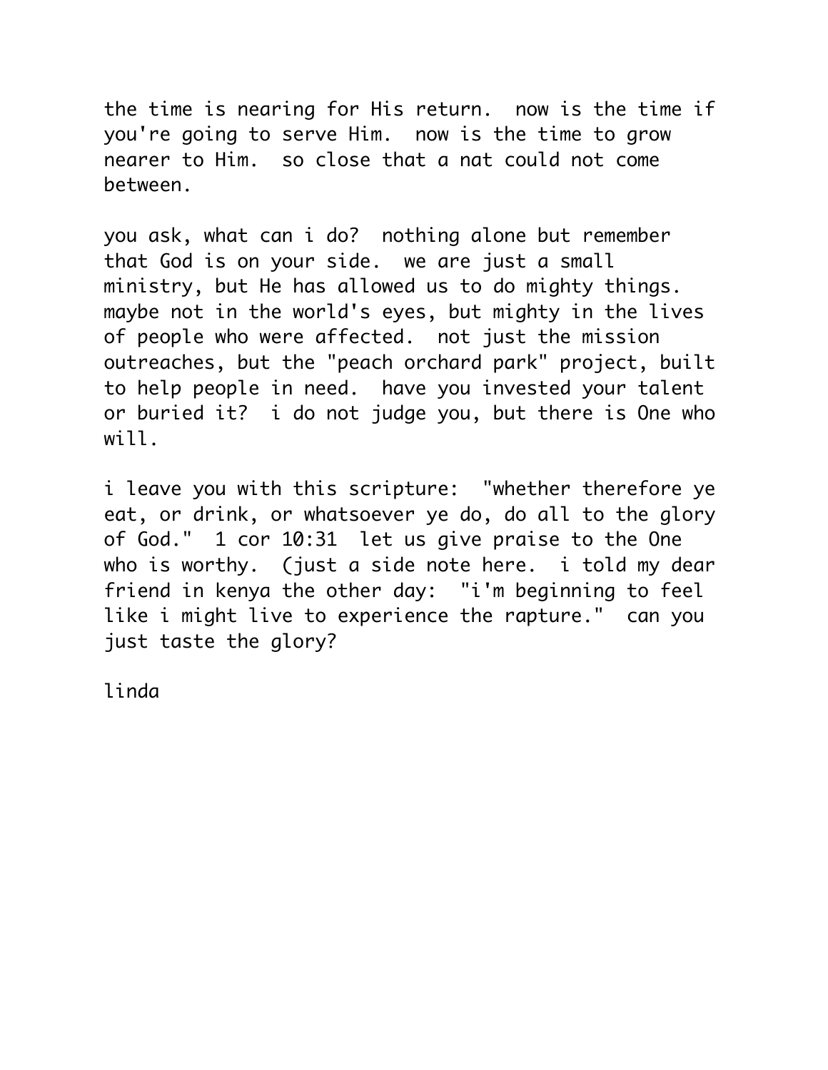the time is nearing for His return. now is the time if you're going to serve Him. now is the time to grow nearer to Him. so close that a nat could not come between.

you ask, what can i do? nothing alone but remember that God is on your side. we are just a small ministry, but He has allowed us to do mighty things. maybe not in the world's eyes, but mighty in the lives of people who were affected. not just the mission outreaches, but the "peach orchard park" project, built to help people in need. have you invested your talent or buried it? i do not judge you, but there is One who will.

i leave you with this scripture: "whether therefore ye eat, or drink, or whatsoever ye do, do all to the glory of God." 1 cor 10:31 let us give praise to the One who is worthy. (just a side note here. i told my dear friend in kenya the other day: "i'm beginning to feel like i might live to experience the rapture." can you just taste the glory?

linda